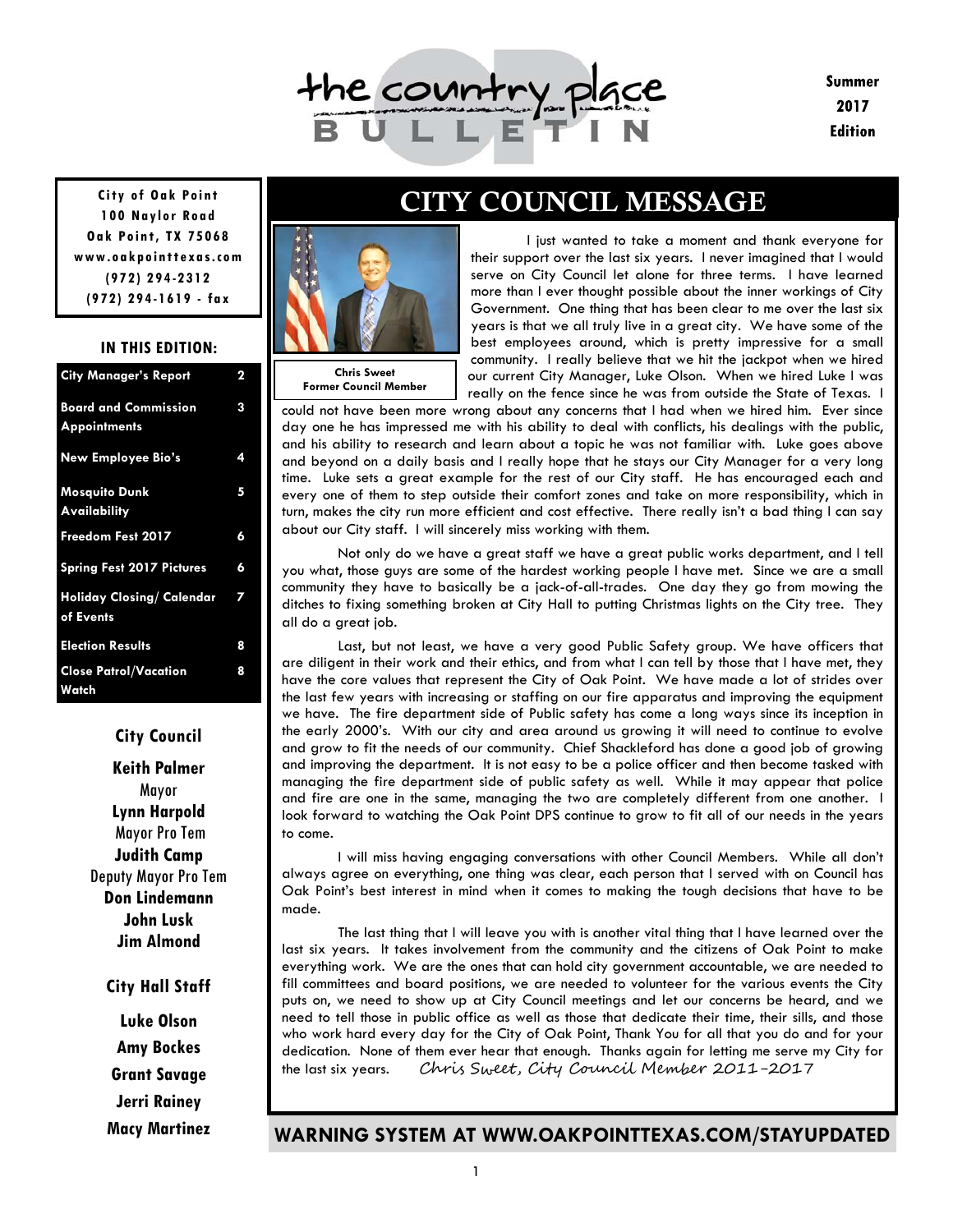# the country place BULLETIN

**Summer 2017 Edition**

**City of Oak Point**
**100 Naylor Road**
**Oak Point, TX 75068**
**www.oakpointtexas.com**
**(972) 294-2312**
**(972) 294-1619 - fax**

### IN THIS EDITION:

| | |
|---|---|
| City Manager's Report | 2 |
| Board and Commission Appointments | 3 |
| New Employee Bio's | 4 |
| Mosquito Dunk Availability | 5 |
| Freedom Fest 2017 | 6 |
| Spring Fest 2017 Pictures | 6 |
| Holiday Closing/ Calendar of Events | 7 |
| Election Results | 8 |
| Close Patrol/Vacation Watch | 8 |

### City Council

**Keith Palmer**
Mayor
**Lynn Harpold**
Mayor Pro Tem
**Judith Camp**
Deputy Mayor Pro Tem
**Don Lindemann**
**John Lusk**
**Jim Almond**

### City Hall Staff

**Luke Olson**
**Amy Bockes**
**Grant Savage**
**Jerri Rainey**
**Macy Martinez**

## CITY COUNCIL MESSAGE

**Chris Sweet**
**Former Council Member**

I just wanted to take a moment and thank everyone for their support over the last six years. I never imagined that I would serve on City Council let alone for three terms. I have learned more than I ever thought possible about the inner workings of City Government. One thing that has been clear to me over the last six years is that we all truly live in a great city. We have some of the best employees around, which is pretty impressive for a small community. I really believe that we hit the jackpot when we hired our current City Manager, Luke Olson. When we hired Luke I was really on the fence since he was from outside the State of Texas. I could not have been more wrong about any concerns that I had when we hired him. Ever since day one he has impressed me with his ability to deal with conflicts, his dealings with the public, and his ability to research and learn about a topic he was not familiar with. Luke goes above and beyond on a daily basis and I really hope that he stays our City Manager for a very long time. Luke sets a great example for the rest of our City staff. He has encouraged each and every one of them to step outside their comfort zones and take on more responsibility, which in turn, makes the city run more efficient and cost effective. There really isn't a bad thing I can say about our City staff. I will sincerely miss working with them.

Not only do we have a great staff we have a great public works department, and I tell you what, those guys are some of the hardest working people I have met. Since we are a small community they have to basically be a jack-of-all-trades. One day they go from mowing the ditches to fixing something broken at City Hall to putting Christmas lights on the City tree. They all do a great job.

Last, but not least, we have a very good Public Safety group. We have officers that are diligent in their work and their ethics, and from what I can tell by those that I have met, they have the core values that represent the City of Oak Point. We have made a lot of strides over the last few years with increasing or staffing on our fire apparatus and improving the equipment we have. The fire department side of Public safety has come a long ways since its inception in the early 2000's. With our city and area around us growing it will need to continue to evolve and grow to fit the needs of our community. Chief Shackleford has done a good job of growing and improving the department. It is not easy to be a police officer and then become tasked with managing the fire department side of public safety as well. While it may appear that police and fire are one in the same, managing the two are completely different from one another. I look forward to watching the Oak Point DPS continue to grow to fit all of our needs in the years to come.

I will miss having engaging conversations with other Council Members. While all don't always agree on everything, one thing was clear, each person that I served with on Council has Oak Point's best interest in mind when it comes to making the tough decisions that have to be made.

The last thing that I will leave you with is another vital thing that I have learned over the last six years. It takes involvement from the community and the citizens of Oak Point to make everything work. We are the ones that can hold city government accountable, we are needed to fill committees and board positions, we are needed to volunteer for the various events the City puts on, we need to show up at City Council meetings and let our concerns be heard, and we need to tell those in public office as well as those that dedicate their time, their sills, and those who work hard every day for the City of Oak Point, Thank You for all that you do and for your dedication. None of them ever hear that enough. Thanks again for letting me serve my City for the last six years. *Chris Sweet, City Council Member 2011-2017*

**WARNING SYSTEM AT WWW.OAKPOINTTEXAS.COM/STAYUPDATED**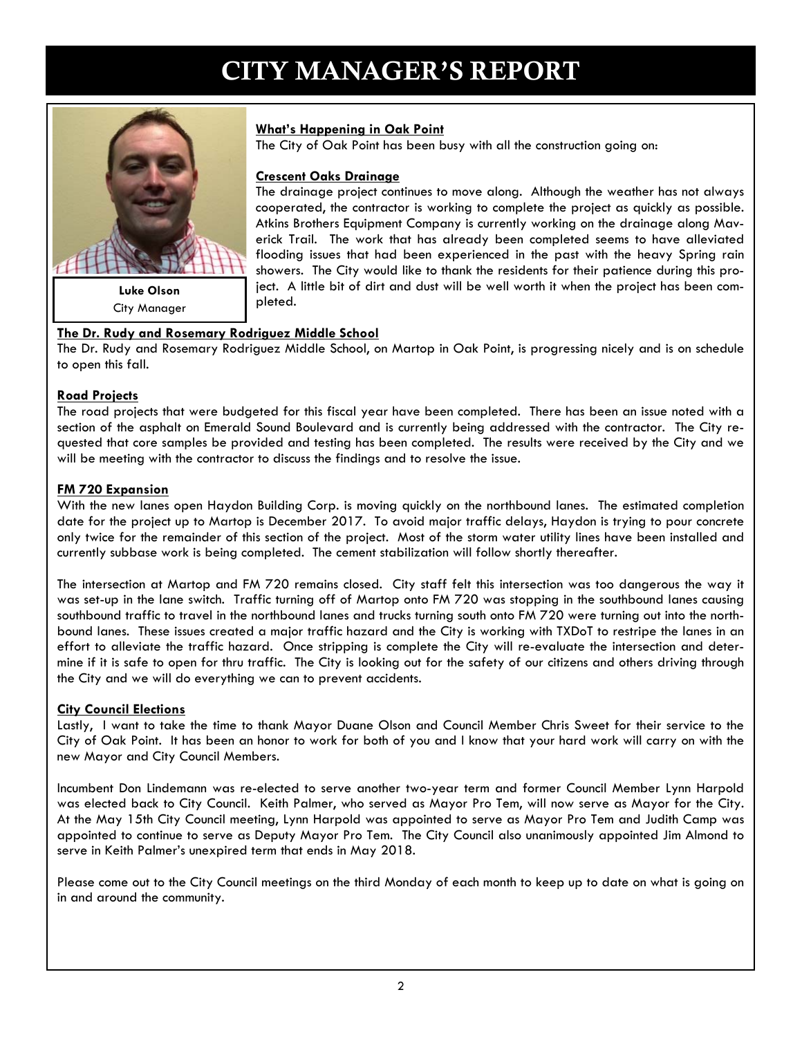# CITY MANAGER'S REPORT

**Luke Olson**
City Manager

**What's Happening in Oak Point**

The City of Oak Point has been busy with all the construction going on:

**Crescent Oaks Drainage**

The drainage project continues to move along. Although the weather has not always cooperated, the contractor is working to complete the project as quickly as possible. Atkins Brothers Equipment Company is currently working on the drainage along Maverick Trail. The work that has already been completed seems to have alleviated flooding issues that had been experienced in the past with the heavy Spring rain showers. The City would like to thank the residents for their patience during this project. A little bit of dirt and dust will be well worth it when the project has been completed.

**The Dr. Rudy and Rosemary Rodriguez Middle School**

The Dr. Rudy and Rosemary Rodriguez Middle School, on Martop in Oak Point, is progressing nicely and is on schedule to open this fall.

**Road Projects**

The road projects that were budgeted for this fiscal year have been completed. There has been an issue noted with a section of the asphalt on Emerald Sound Boulevard and is currently being addressed with the contractor. The City requested that core samples be provided and testing has been completed. The results were received by the City and we will be meeting with the contractor to discuss the findings and to resolve the issue.

**FM 720 Expansion**

With the new lanes open Haydon Building Corp. is moving quickly on the northbound lanes. The estimated completion date for the project up to Martop is December 2017. To avoid major traffic delays, Haydon is trying to pour concrete only twice for the remainder of this section of the project. Most of the storm water utility lines have been installed and currently subbase work is being completed. The cement stabilization will follow shortly thereafter.

The intersection at Martop and FM 720 remains closed. City staff felt this intersection was too dangerous the way it was set-up in the lane switch. Traffic turning off of Martop onto FM 720 was stopping in the southbound lanes causing southbound traffic to travel in the northbound lanes and trucks turning south onto FM 720 were turning out into the northbound lanes. These issues created a major traffic hazard and the City is working with TXDoT to restripe the lanes in an effort to alleviate the traffic hazard. Once stripping is complete the City will re-evaluate the intersection and determine if it is safe to open for thru traffic. The City is looking out for the safety of our citizens and others driving through the City and we will do everything we can to prevent accidents.

**City Council Elections**

Lastly, I want to take the time to thank Mayor Duane Olson and Council Member Chris Sweet for their service to the City of Oak Point. It has been an honor to work for both of you and I know that your hard work will carry on with the new Mayor and City Council Members.

Incumbent Don Lindemann was re-elected to serve another two-year term and former Council Member Lynn Harpold was elected back to City Council. Keith Palmer, who served as Mayor Pro Tem, will now serve as Mayor for the City. At the May 15th City Council meeting, Lynn Harpold was appointed to serve as Mayor Pro Tem and Judith Camp was appointed to continue to serve as Deputy Mayor Pro Tem. The City Council also unanimously appointed Jim Almond to serve in Keith Palmer's unexpired term that ends in May 2018.

Please come out to the City Council meetings on the third Monday of each month to keep up to date on what is going on in and around the community.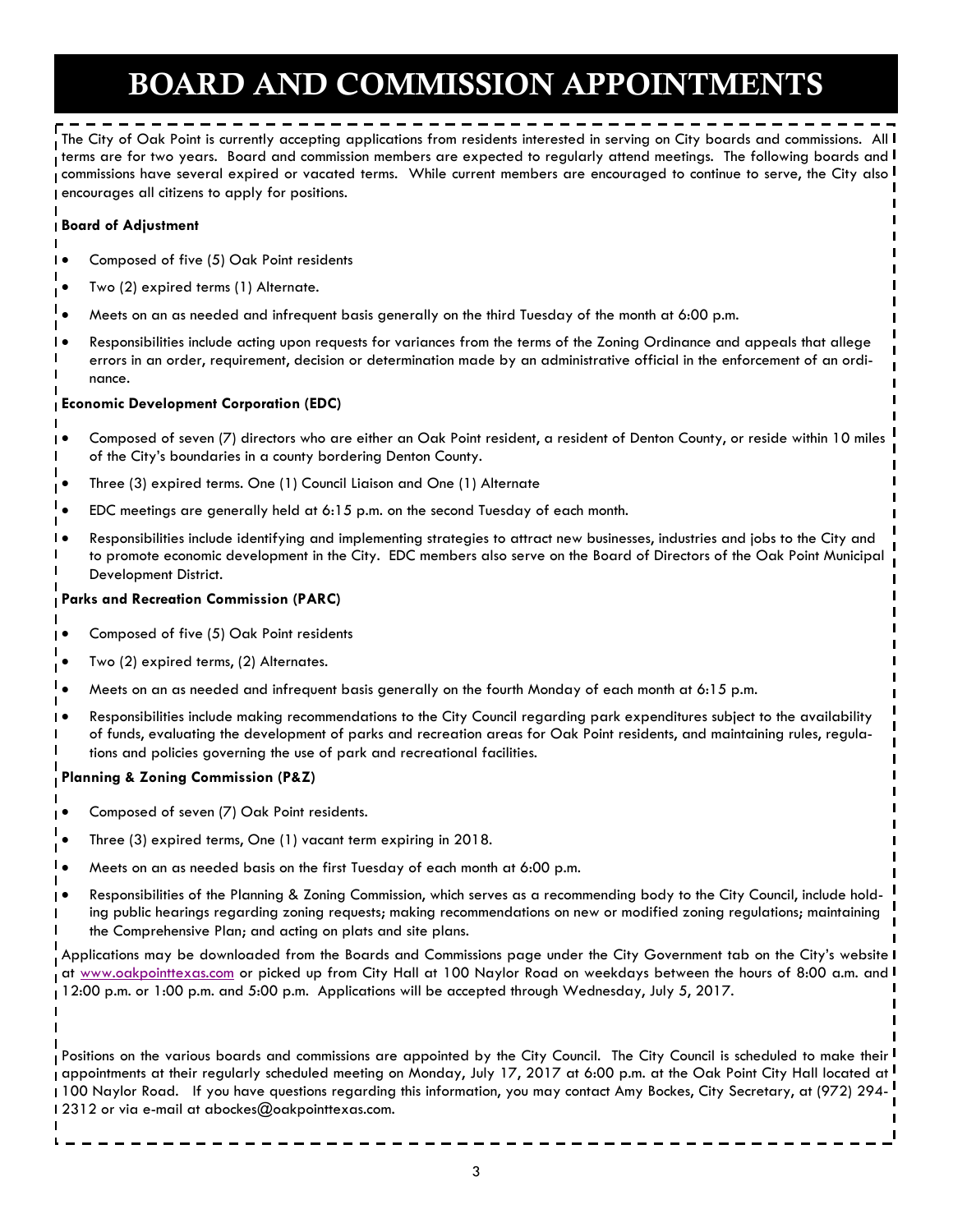# BOARD AND COMMISSION APPOINTMENTS

The City of Oak Point is currently accepting applications from residents interested in serving on City boards and commissions. All terms are for two years. Board and commission members are expected to regularly attend meetings. The following boards and commissions have several expired or vacated terms. While current members are encouraged to continue to serve, the City also encourages all citizens to apply for positions.

**Board of Adjustment**

- Composed of five (5) Oak Point residents
- Two (2) expired terms (1) Alternate.
- Meets on an as needed and infrequent basis generally on the third Tuesday of the month at 6:00 p.m.
- Responsibilities include acting upon requests for variances from the terms of the Zoning Ordinance and appeals that allege errors in an order, requirement, decision or determination made by an administrative official in the enforcement of an ordinance.

**Economic Development Corporation (EDC)**

- Composed of seven (7) directors who are either an Oak Point resident, a resident of Denton County, or reside within 10 miles of the City's boundaries in a county bordering Denton County.
- Three (3) expired terms. One (1) Council Liaison and One (1) Alternate
- EDC meetings are generally held at 6:15 p.m. on the second Tuesday of each month.
- Responsibilities include identifying and implementing strategies to attract new businesses, industries and jobs to the City and to promote economic development in the City. EDC members also serve on the Board of Directors of the Oak Point Municipal Development District.

**Parks and Recreation Commission (PARC)**

- Composed of five (5) Oak Point residents
- Two (2) expired terms, (2) Alternates.
- Meets on an as needed and infrequent basis generally on the fourth Monday of each month at 6:15 p.m.
- Responsibilities include making recommendations to the City Council regarding park expenditures subject to the availability of funds, evaluating the development of parks and recreation areas for Oak Point residents, and maintaining rules, regulations and policies governing the use of park and recreational facilities.

**Planning & Zoning Commission (P&Z)**

- Composed of seven (7) Oak Point residents.
- Three (3) expired terms, One (1) vacant term expiring in 2018.
- Meets on an as needed basis on the first Tuesday of each month at 6:00 p.m.
- Responsibilities of the Planning & Zoning Commission, which serves as a recommending body to the City Council, include holding public hearings regarding zoning requests; making recommendations on new or modified zoning regulations; maintaining the Comprehensive Plan; and acting on plats and site plans.

Applications may be downloaded from the Boards and Commissions page under the City Government tab on the City's website at www.oakpointtexas.com or picked up from City Hall at 100 Naylor Road on weekdays between the hours of 8:00 a.m. and 12:00 p.m. or 1:00 p.m. and 5:00 p.m. Applications will be accepted through Wednesday, July 5, 2017.

Positions on the various boards and commissions are appointed by the City Council. The City Council is scheduled to make their appointments at their regularly scheduled meeting on Monday, July 17, 2017 at 6:00 p.m. at the Oak Point City Hall located at 100 Naylor Road. If you have questions regarding this information, you may contact Amy Bockes, City Secretary, at (972) 294-2312 or via e-mail at abockes@oakpointtexas.com.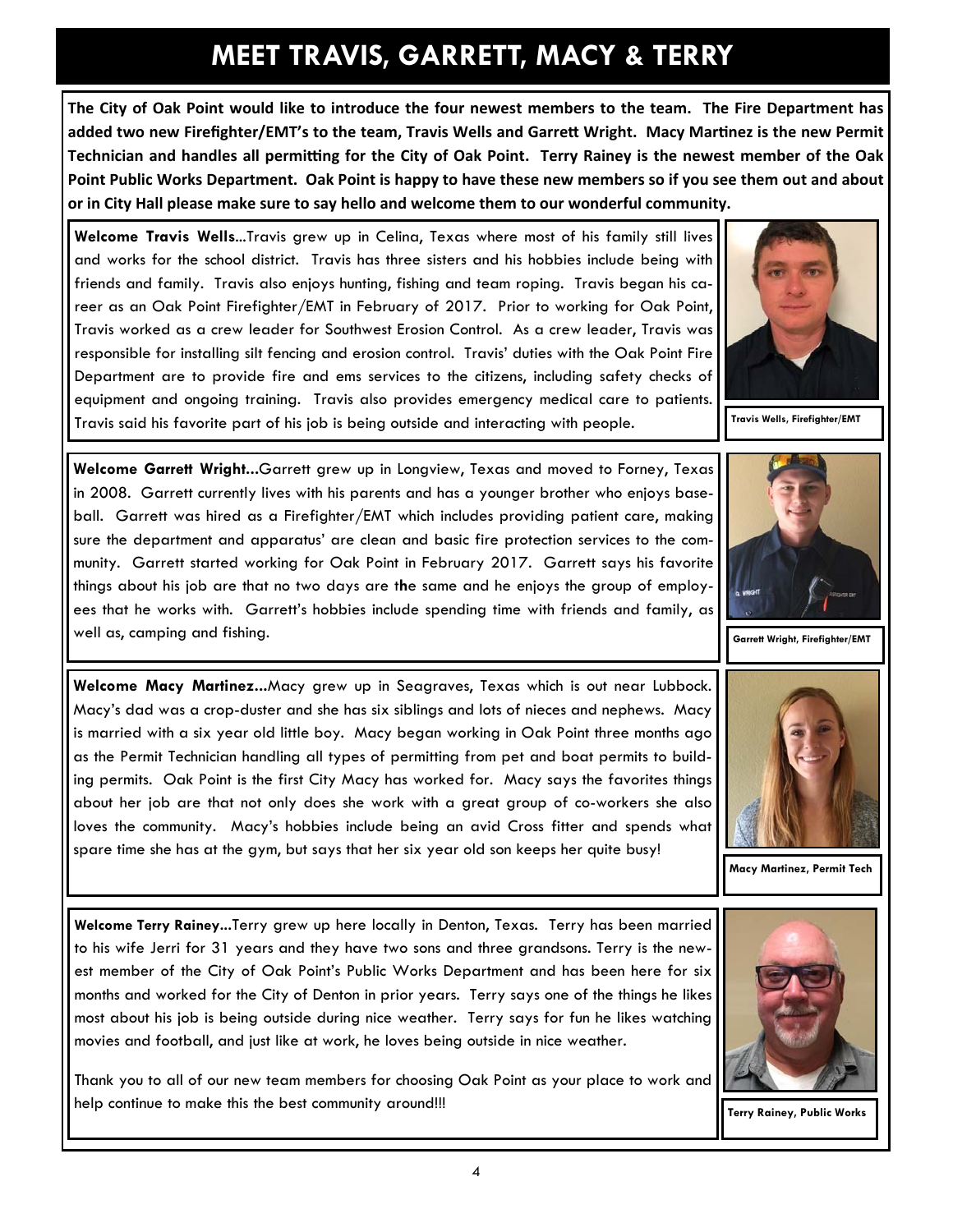# MEET TRAVIS, GARRETT, MACY & TERRY

**The City of Oak Point would like to introduce the four newest members to the team. The Fire Department has added two new Firefighter/EMT's to the team, Travis Wells and Garrett Wright. Macy Martinez is the new Permit Technician and handles all permitting for the City of Oak Point. Terry Rainey is the newest member of the Oak Point Public Works Department. Oak Point is happy to have these new members so if you see them out and about or in City Hall please make sure to say hello and welcome them to our wonderful community.**

**Welcome Travis Wells**...Travis grew up in Celina, Texas where most of his family still lives and works for the school district. Travis has three sisters and his hobbies include being with friends and family. Travis also enjoys hunting, fishing and team roping. Travis began his career as an Oak Point Firefighter/EMT in February of 2017. Prior to working for Oak Point, Travis worked as a crew leader for Southwest Erosion Control. As a crew leader, Travis was responsible for installing silt fencing and erosion control. Travis' duties with the Oak Point Fire Department are to provide fire and ems services to the citizens, including safety checks of equipment and ongoing training. Travis also provides emergency medical care to patients. Travis said his favorite part of his job is being outside and interacting with people.

**Travis Wells, Firefighter/EMT**

**Welcome Garrett Wright...**Garrett grew up in Longview, Texas and moved to Forney, Texas in 2008. Garrett currently lives with his parents and has a younger brother who enjoys baseball. Garrett was hired as a Firefighter/EMT which includes providing patient care, making sure the department and apparatus' are clean and basic fire protection services to the community. Garrett started working for Oak Point in February 2017. Garrett says his favorite things about his job are that no two days are the same and he enjoys the group of employees that he works with. Garrett's hobbies include spending time with friends and family, as well as, camping and fishing.

**Garrett Wright, Firefighter/EMT**

**Welcome Macy Martinez...**Macy grew up in Seagraves, Texas which is out near Lubbock. Macy's dad was a crop-duster and she has six siblings and lots of nieces and nephews. Macy is married with a six year old little boy. Macy began working in Oak Point three months ago as the Permit Technician handling all types of permitting from pet and boat permits to building permits. Oak Point is the first City Macy has worked for. Macy says the favorites things about her job are that not only does she work with a great group of co-workers she also loves the community. Macy's hobbies include being an avid Cross fitter and spends what spare time she has at the gym, but says that her six year old son keeps her quite busy!

**Macy Martinez, Permit Tech**

**Welcome Terry Rainey...**Terry grew up here locally in Denton, Texas. Terry has been married to his wife Jerri for 31 years and they have two sons and three grandsons. Terry is the newest member of the City of Oak Point's Public Works Department and has been here for six months and worked for the City of Denton in prior years. Terry says one of the things he likes most about his job is being outside during nice weather. Terry says for fun he likes watching movies and football, and just like at work, he loves being outside in nice weather.

Thank you to all of our new team members for choosing Oak Point as your place to work and help continue to make this the best community around!!!

**Terry Rainey, Public Works**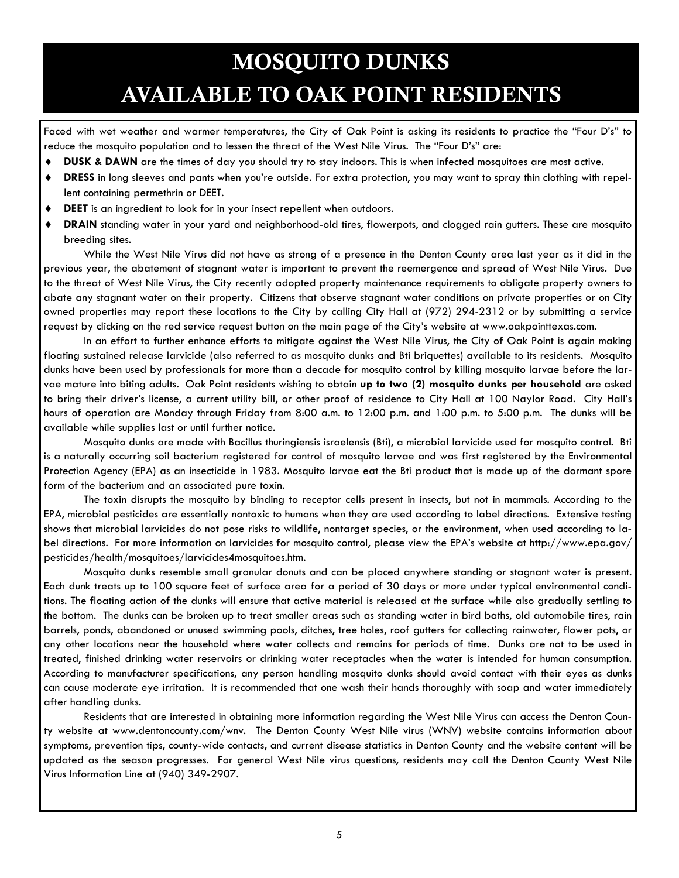# MOSQUITO DUNKS AVAILABLE TO OAK POINT RESIDENTS

Faced with wet weather and warmer temperatures, the City of Oak Point is asking its residents to practice the "Four D's" to reduce the mosquito population and to lessen the threat of the West Nile Virus. The "Four D's" are:

- **DUSK & DAWN** are the times of day you should try to stay indoors. This is when infected mosquitoes are most active.
- **DRESS** in long sleeves and pants when you're outside. For extra protection, you may want to spray thin clothing with repellent containing permethrin or DEET.
- **DEET** is an ingredient to look for in your insect repellent when outdoors.
- **DRAIN** standing water in your yard and neighborhood-old tires, flowerpots, and clogged rain gutters. These are mosquito breeding sites.

While the West Nile Virus did not have as strong of a presence in the Denton County area last year as it did in the previous year, the abatement of stagnant water is important to prevent the reemergence and spread of West Nile Virus. Due to the threat of West Nile Virus, the City recently adopted property maintenance requirements to obligate property owners to abate any stagnant water on their property. Citizens that observe stagnant water conditions on private properties or on City owned properties may report these locations to the City by calling City Hall at (972) 294-2312 or by submitting a service request by clicking on the red service request button on the main page of the City's website at www.oakpointtexas.com.

In an effort to further enhance efforts to mitigate against the West Nile Virus, the City of Oak Point is again making floating sustained release larvicide (also referred to as mosquito dunks and Bti briquettes) available to its residents. Mosquito dunks have been used by professionals for more than a decade for mosquito control by killing mosquito larvae before the larvae mature into biting adults. Oak Point residents wishing to obtain **up to two (2) mosquito dunks per household** are asked to bring their driver's license, a current utility bill, or other proof of residence to City Hall at 100 Naylor Road. City Hall's hours of operation are Monday through Friday from 8:00 a.m. to 12:00 p.m. and 1:00 p.m. to 5:00 p.m. The dunks will be available while supplies last or until further notice.

Mosquito dunks are made with Bacillus thuringiensis israelensis (Bti), a microbial larvicide used for mosquito control. Bti is a naturally occurring soil bacterium registered for control of mosquito larvae and was first registered by the Environmental Protection Agency (EPA) as an insecticide in 1983. Mosquito larvae eat the Bti product that is made up of the dormant spore form of the bacterium and an associated pure toxin.

The toxin disrupts the mosquito by binding to receptor cells present in insects, but not in mammals. According to the EPA, microbial pesticides are essentially nontoxic to humans when they are used according to label directions. Extensive testing shows that microbial larvicides do not pose risks to wildlife, nontarget species, or the environment, when used according to label directions. For more information on larvicides for mosquito control, please view the EPA's website at http://www.epa.gov/pesticides/health/mosquitoes/larvicides4mosquitoes.htm.

Mosquito dunks resemble small granular donuts and can be placed anywhere standing or stagnant water is present. Each dunk treats up to 100 square feet of surface area for a period of 30 days or more under typical environmental conditions. The floating action of the dunks will ensure that active material is released at the surface while also gradually settling to the bottom. The dunks can be broken up to treat smaller areas such as standing water in bird baths, old automobile tires, rain barrels, ponds, abandoned or unused swimming pools, ditches, tree holes, roof gutters for collecting rainwater, flower pots, or any other locations near the household where water collects and remains for periods of time. Dunks are not to be used in treated, finished drinking water reservoirs or drinking water receptacles when the water is intended for human consumption. According to manufacturer specifications, any person handling mosquito dunks should avoid contact with their eyes as dunks can cause moderate eye irritation. It is recommended that one wash their hands thoroughly with soap and water immediately after handling dunks.

Residents that are interested in obtaining more information regarding the West Nile Virus can access the Denton County website at www.dentoncounty.com/wnv. The Denton County West Nile virus (WNV) website contains information about symptoms, prevention tips, county-wide contacts, and current disease statistics in Denton County and the website content will be updated as the season progresses. For general West Nile virus questions, residents may call the Denton County West Nile Virus Information Line at (940) 349-2907.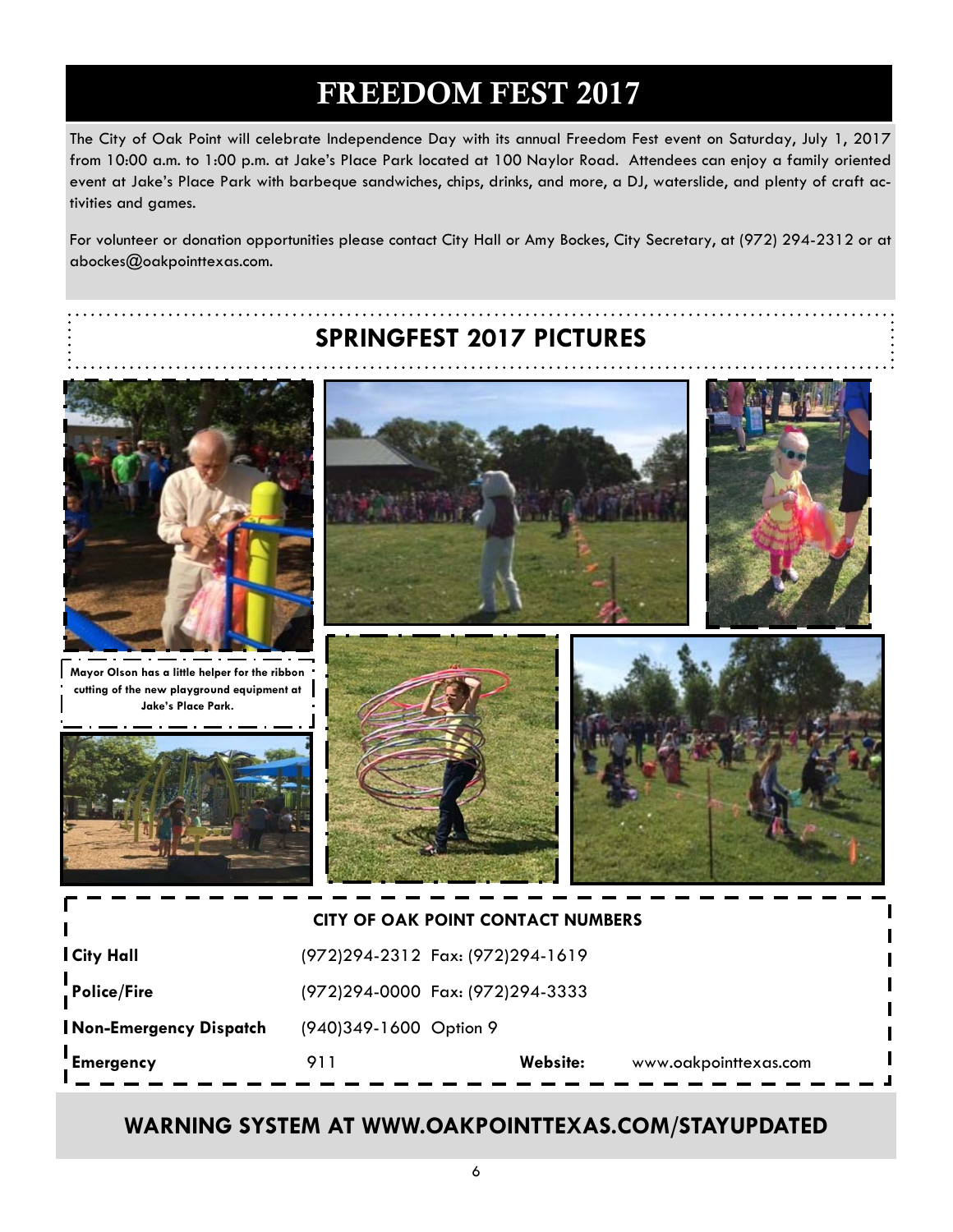# FREEDOM FEST 2017

The City of Oak Point will celebrate Independence Day with its annual Freedom Fest event on Saturday, July 1, 2017 from 10:00 a.m. to 1:00 p.m. at Jake's Place Park located at 100 Naylor Road. Attendees can enjoy a family oriented event at Jake's Place Park with barbeque sandwiches, chips, drinks, and more, a DJ, waterslide, and plenty of craft activities and games.

For volunteer or donation opportunities please contact City Hall or Amy Bockes, City Secretary, at (972) 294-2312 or at abockes@oakpointtexas.com.

## SPRINGFEST 2017 PICTURES

**Mayor Olson has a little helper for the ribbon cutting of the new playground equipment at Jake's Place Park.**

## CITY OF OAK POINT CONTACT NUMBERS

| | | | |
|---|---|---|---|
| **City Hall** | (972)294-2312 Fax: (972)294-1619 | | |
| **Police/Fire** | (972)294-0000 Fax: (972)294-3333 | | |
| **Non-Emergency Dispatch** | (940)349-1600 Option 9 | | |
| **Emergency** | 911 | **Website:** | www.oakpointtexas.com |

## WARNING SYSTEM AT WWW.OAKPOINTTEXAS.COM/STAYUPDATED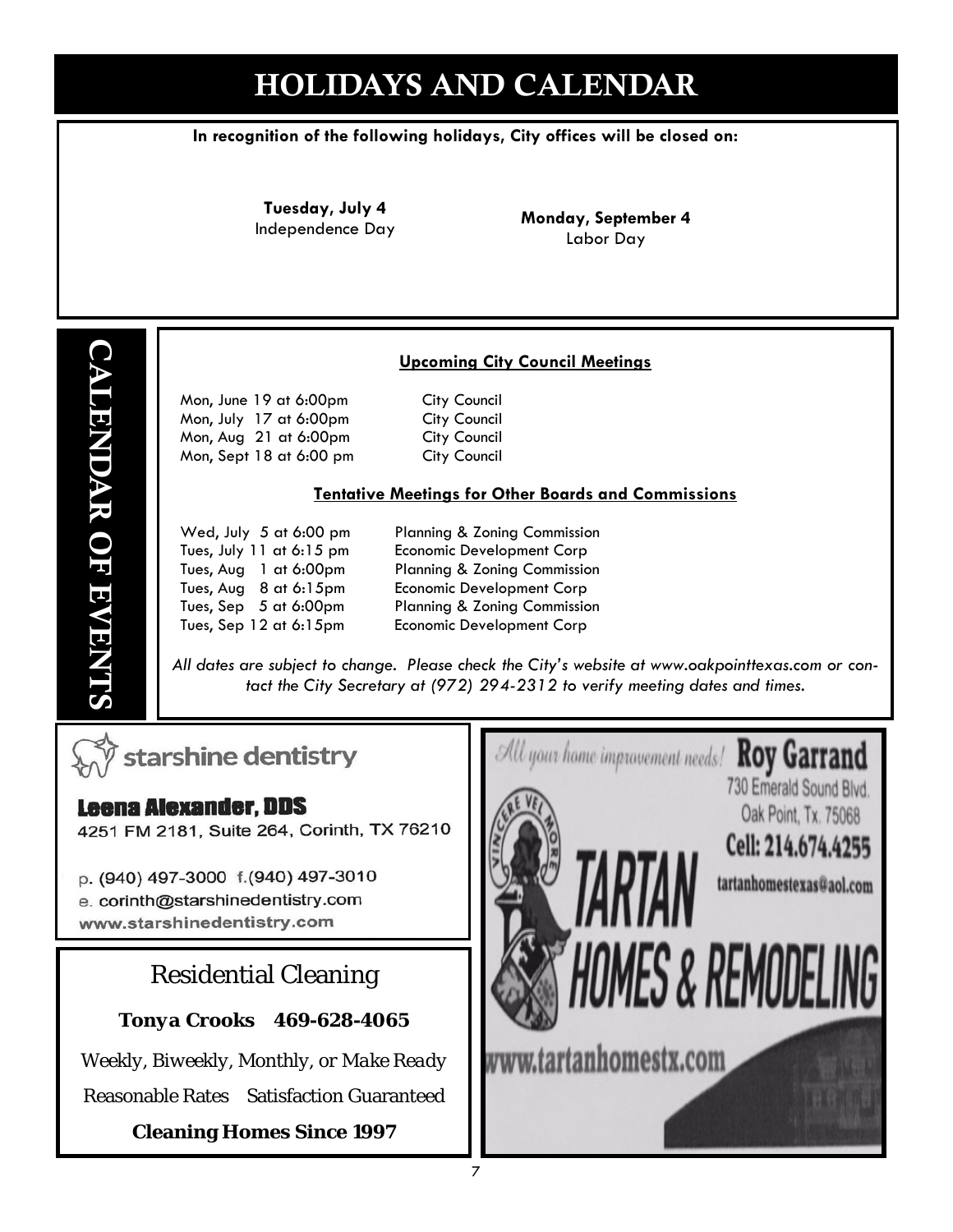# HOLIDAYS AND CALENDAR

**In recognition of the following holidays, City offices will be closed on:**

**Tuesday, July 4**
Independence Day

**Monday, September 4**
Labor Day

## CALENDAR OF EVENTS

### Upcoming City Council Meetings

| | |
|---|---|
| Mon, June 19 at 6:00pm | City Council |
| Mon, July 17 at 6:00pm | City Council |
| Mon, Aug 21 at 6:00pm | City Council |
| Mon, Sept 18 at 6:00 pm | City Council |

### Tentative Meetings for Other Boards and Commissions

| | |
|---|---|
| Wed, July 5 at 6:00 pm | Planning & Zoning Commission |
| Tues, July 11 at 6:15 pm | Economic Development Corp |
| Tues, Aug 1 at 6:00pm | Planning & Zoning Commission |
| Tues, Aug 8 at 6:15pm | Economic Development Corp |
| Tues, Sep 5 at 6:00pm | Planning & Zoning Commission |
| Tues, Sep 12 at 6:15pm | Economic Development Corp |

*All dates are subject to change. Please check the City's website at www.oakpointtexas.com or contact the City Secretary at (972) 294-2312 to verify meeting dates and times.*

---

**starshine dentistry**

**Leena Alexander, DDS**
4251 FM 2181, Suite 264, Corinth, TX 76210

p. (940) 497-3000 f.(940) 497-3010
e. corinth@starshinedentistry.com
www.starshinedentistry.com

---

All your home improvement needs! **Roy Garrand**
730 Emerald Sound Blvd.
Oak Point, Tx. 75068
Cell: 214.674.4255
tartanhomestexas@aol.com

**TARTAN HOMES & REMODELING**

www.tartanhomestx.com

---

## Residential Cleaning

**Tonya Crooks 469-628-4065**

*Weekly, Biweekly, Monthly, or Make Ready*

Reasonable Rates Satisfaction Guaranteed

**Cleaning Homes Since 1997**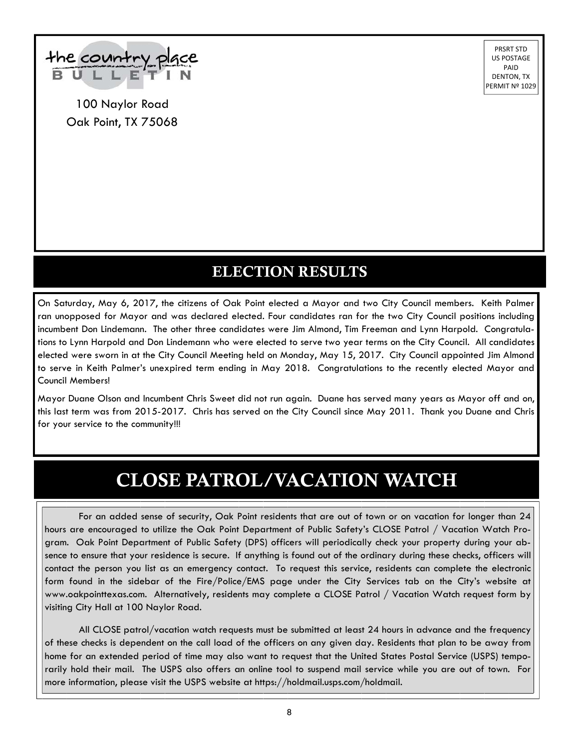the country place BULLETIN

100 Naylor Road
Oak Point, TX 75068

PRSRT STD
US POSTAGE
PAID
DENTON, TX
PERMIT Nº 1029

## ELECTION RESULTS

On Saturday, May 6, 2017, the citizens of Oak Point elected a Mayor and two City Council members. Keith Palmer ran unopposed for Mayor and was declared elected. Four candidates ran for the two City Council positions including incumbent Don Lindemann. The other three candidates were Jim Almond, Tim Freeman and Lynn Harpold. Congratulations to Lynn Harpold and Don Lindemann who were elected to serve two year terms on the City Council. All candidates elected were sworn in at the City Council Meeting held on Monday, May 15, 2017. City Council appointed Jim Almond to serve in Keith Palmer's unexpired term ending in May 2018. Congratulations to the recently elected Mayor and Council Members!

Mayor Duane Olson and Incumbent Chris Sweet did not run again. Duane has served many years as Mayor off and on, this last term was from 2015-2017. Chris has served on the City Council since May 2011. Thank you Duane and Chris for your service to the community!!!

## CLOSE PATROL/VACATION WATCH

For an added sense of security, Oak Point residents that are out of town or on vacation for longer than 24 hours are encouraged to utilize the Oak Point Department of Public Safety's CLOSE Patrol / Vacation Watch Program. Oak Point Department of Public Safety (DPS) officers will periodically check your property during your absence to ensure that your residence is secure. If anything is found out of the ordinary during these checks, officers will contact the person you list as an emergency contact. To request this service, residents can complete the electronic form found in the sidebar of the Fire/Police/EMS page under the City Services tab on the City's website at www.oakpointtexas.com. Alternatively, residents may complete a CLOSE Patrol / Vacation Watch request form by visiting City Hall at 100 Naylor Road.

All CLOSE patrol/vacation watch requests must be submitted at least 24 hours in advance and the frequency of these checks is dependent on the call load of the officers on any given day. Residents that plan to be away from home for an extended period of time may also want to request that the United States Postal Service (USPS) temporarily hold their mail. The USPS also offers an online tool to suspend mail service while you are out of town. For more information, please visit the USPS website at https://holdmail.usps.com/holdmail.